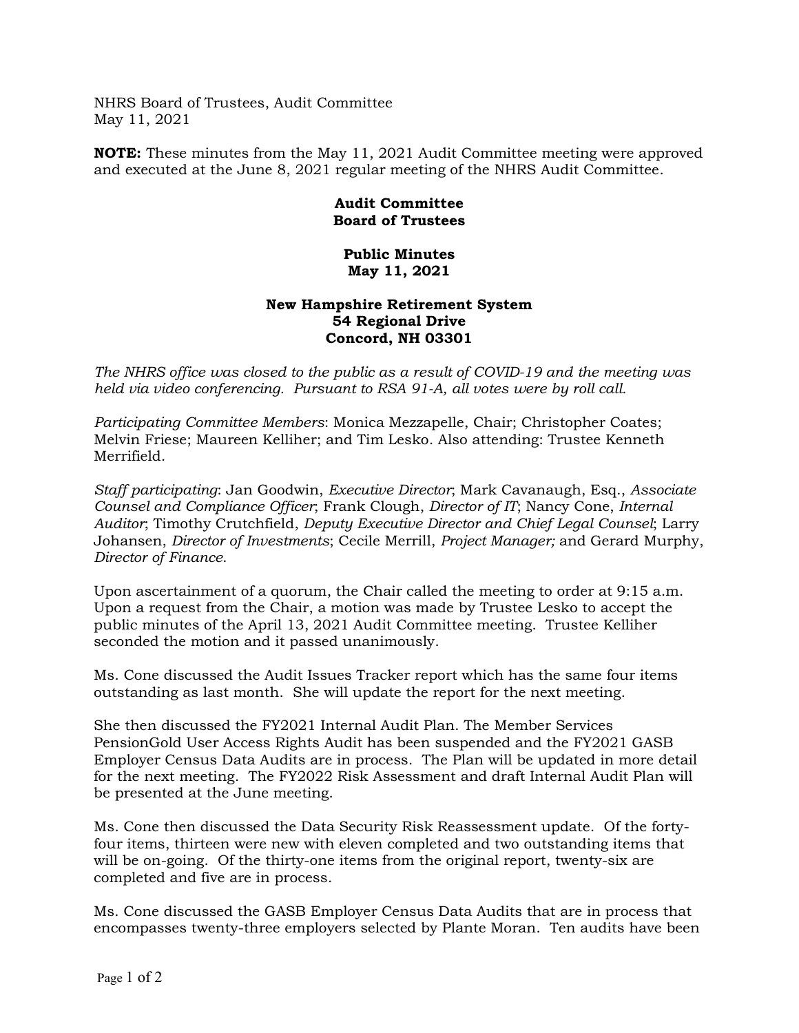NHRS Board of Trustees, Audit Committee
May 11, 2021

**NOTE:** These minutes from the May 11, 2021 Audit Committee meeting were approved and executed at the June 8, 2021 regular meeting of the NHRS Audit Committee.

**Audit Committee**
**Board of Trustees**

**Public Minutes**
**May 11, 2021**

**New Hampshire Retirement System**
**54 Regional Drive**
**Concord, NH 03301**

*The NHRS office was closed to the public as a result of COVID-19 and the meeting was held via video conferencing. Pursuant to RSA 91-A, all votes were by roll call.*

*Participating Committee Members*: Monica Mezzapelle, Chair; Christopher Coates; Melvin Friese; Maureen Kelliher; and Tim Lesko. Also attending: Trustee Kenneth Merrifield.

*Staff participating*: Jan Goodwin, *Executive Director*; Mark Cavanaugh, Esq., *Associate Counsel and Compliance Officer*; Frank Clough, *Director of IT*; Nancy Cone, *Internal Auditor*; Timothy Crutchfield, *Deputy Executive Director and Chief Legal Counsel*; Larry Johansen, *Director of Investments*; Cecile Merrill, *Project Manager;* and Gerard Murphy, *Director of Finance*.

Upon ascertainment of a quorum, the Chair called the meeting to order at 9:15 a.m. Upon a request from the Chair, a motion was made by Trustee Lesko to accept the public minutes of the April 13, 2021 Audit Committee meeting. Trustee Kelliher seconded the motion and it passed unanimously.

Ms. Cone discussed the Audit Issues Tracker report which has the same four items outstanding as last month. She will update the report for the next meeting.

She then discussed the FY2021 Internal Audit Plan. The Member Services PensionGold User Access Rights Audit has been suspended and the FY2021 GASB Employer Census Data Audits are in process. The Plan will be updated in more detail for the next meeting. The FY2022 Risk Assessment and draft Internal Audit Plan will be presented at the June meeting.

Ms. Cone then discussed the Data Security Risk Reassessment update. Of the forty-four items, thirteen were new with eleven completed and two outstanding items that will be on-going. Of the thirty-one items from the original report, twenty-six are completed and five are in process.

Ms. Cone discussed the GASB Employer Census Data Audits that are in process that encompasses twenty-three employers selected by Plante Moran. Ten audits have been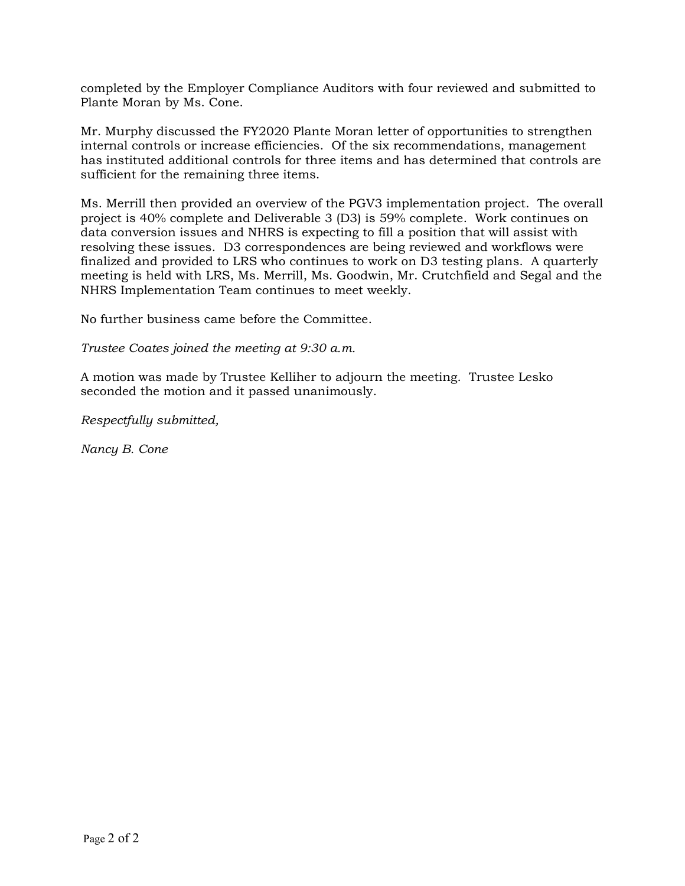completed by the Employer Compliance Auditors with four reviewed and submitted to Plante Moran by Ms. Cone.

Mr. Murphy discussed the FY2020 Plante Moran letter of opportunities to strengthen internal controls or increase efficiencies. Of the six recommendations, management has instituted additional controls for three items and has determined that controls are sufficient for the remaining three items.

Ms. Merrill then provided an overview of the PGV3 implementation project. The overall project is 40% complete and Deliverable 3 (D3) is 59% complete. Work continues on data conversion issues and NHRS is expecting to fill a position that will assist with resolving these issues. D3 correspondences are being reviewed and workflows were finalized and provided to LRS who continues to work on D3 testing plans. A quarterly meeting is held with LRS, Ms. Merrill, Ms. Goodwin, Mr. Crutchfield and Segal and the NHRS Implementation Team continues to meet weekly.

No further business came before the Committee.

*Trustee Coates joined the meeting at 9:30 a.m.*

A motion was made by Trustee Kelliher to adjourn the meeting. Trustee Lesko seconded the motion and it passed unanimously.

*Respectfully submitted,*

*Nancy B. Cone*